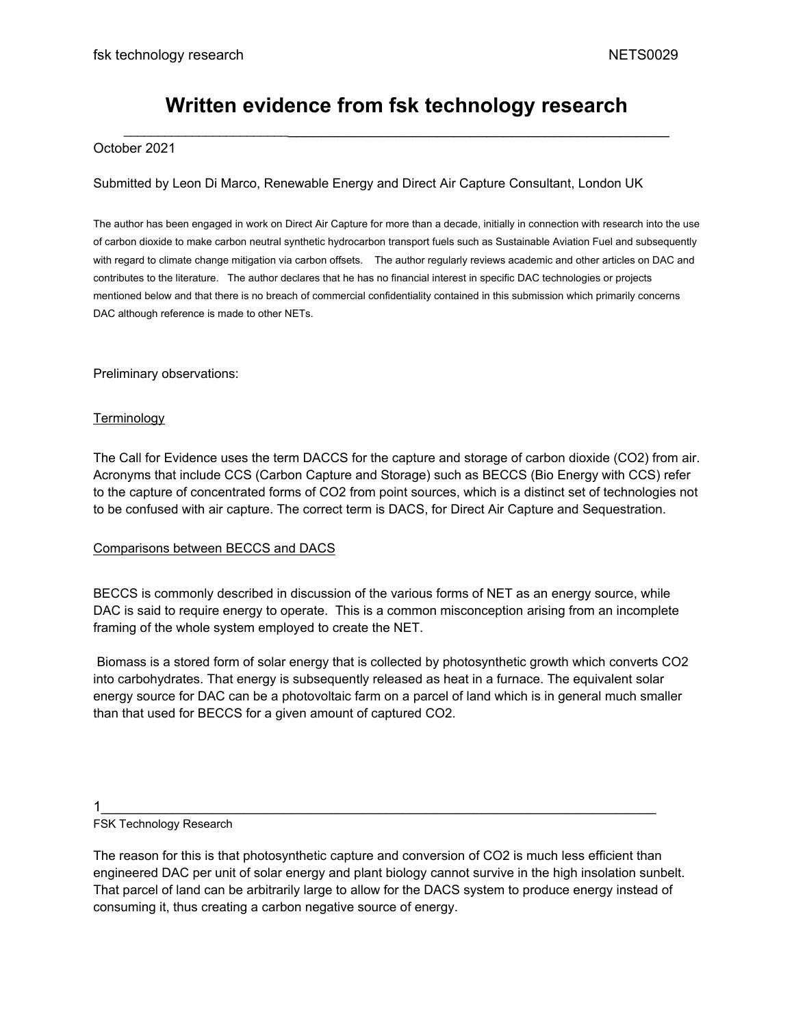# Written evidence from fsk technology research

October 2021

Submitted by Leon Di Marco, Renewable Energy and Direct Air Capture Consultant, London UK

The author has been engaged in work on Direct Air Capture for more than a decade, initially in connection with research into the use of carbon dioxide to make carbon neutral synthetic hydrocarbon transport fuels such as Sustainable Aviation Fuel and subsequently with regard to climate change mitigation via carbon offsets. The author regularly reviews academic and other articles on DAC and contributes to the literature. The author declares that he has no financial interest in specific DAC technologies or projects mentioned below and that there is no breach of commercial confidentiality contained in this submission which primarily concerns DAC although reference is made to other NETs.

Preliminary observations:

<u>Terminology</u>

The Call for Evidence uses the term DACCS for the capture and storage of carbon dioxide ($CO_2$) from air. Acronyms that include CCS (Carbon Capture and Storage) such as BECCS (Bio Energy with CCS) refer to the capture of concentrated forms of $CO_2$ from point sources, which is a distinct set of technologies not to be confused with air capture. The correct term is DACS, for Direct Air Capture and Sequestration.

<u>Comparisons between BECCS and DACS</u>

BECCS is commonly described in discussion of the various forms of NET as an energy source, while DAC is said to require energy to operate. This is a common misconception arising from an incomplete framing of the whole system employed to create the NET.

Biomass is a stored form of solar energy that is collected by photosynthetic growth which converts $CO_2$ into carbohydrates. That energy is subsequently released as heat in a furnace. The equivalent solar energy source for DAC can be a photovoltaic farm on a parcel of land which is in general much smaller than that used for BECCS for a given amount of captured $CO_2$.

The reason for this is that photosynthetic capture and conversion of $CO_2$ is much less efficient than engineered DAC per unit of solar energy and plant biology cannot survive in the high insolation sunbelt. That parcel of land can be arbitrarily large to allow for the DACS system to produce energy instead of consuming it, thus creating a carbon negative source of energy.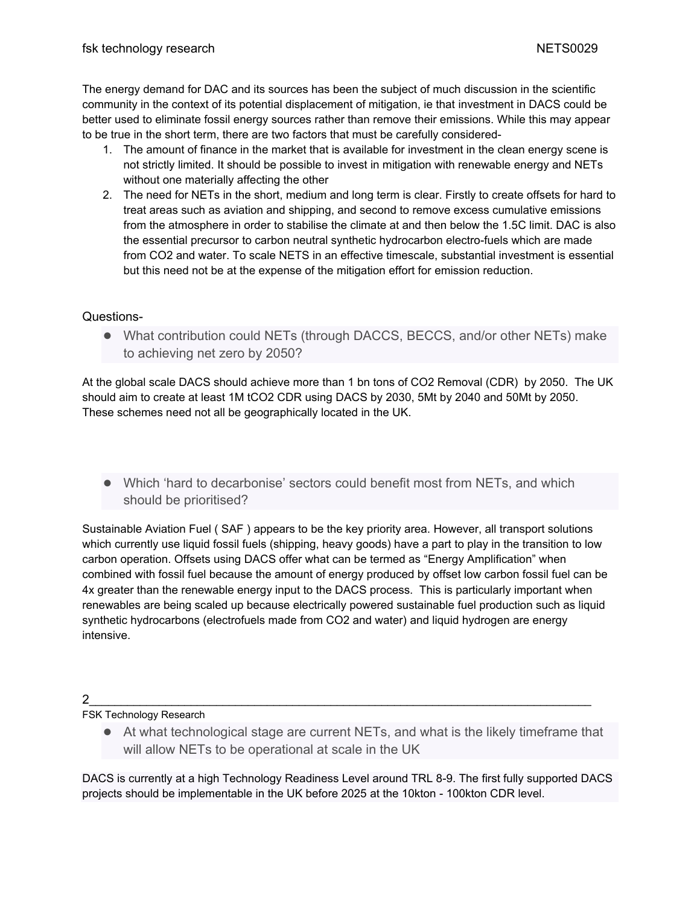The energy demand for DAC and its sources has been the subject of much discussion in the scientific community in the context of its potential displacement of mitigation, ie that investment in DACS could be better used to eliminate fossil energy sources rather than remove their emissions. While this may appear to be true in the short term, there are two factors that must be carefully considered-

1. The amount of finance in the market that is available for investment in the clean energy scene is not strictly limited. It should be possible to invest in mitigation with renewable energy and NETs without one materially affecting the other
2. The need for NETs in the short, medium and long term is clear. Firstly to create offsets for hard to treat areas such as aviation and shipping, and second to remove excess cumulative emissions from the atmosphere in order to stabilise the climate at and then below the 1.5C limit. DAC is also the essential precursor to carbon neutral synthetic hydrocarbon electro-fuels which are made from CO2 and water. To scale NETS in an effective timescale, substantial investment is essential but this need not be at the expense of the mitigation effort for emission reduction.

Questions-

- What contribution could NETs (through DACCS, BECCS, and/or other NETs) make to achieving net zero by 2050?

At the global scale DACS should achieve more than 1 bn tons of CO2 Removal (CDR) by 2050. The UK should aim to create at least 1M tCO2 CDR using DACS by 2030, 5Mt by 2040 and 50Mt by 2050. These schemes need not all be geographically located in the UK.

- Which 'hard to decarbonise' sectors could benefit most from NETs, and which should be prioritised?

Sustainable Aviation Fuel ( SAF ) appears to be the key priority area. However, all transport solutions which currently use liquid fossil fuels (shipping, heavy goods) have a part to play in the transition to low carbon operation. Offsets using DACS offer what can be termed as "Energy Amplification" when combined with fossil fuel because the amount of energy produced by offset low carbon fossil fuel can be 4x greater than the renewable energy input to the DACS process. This is particularly important when renewables are being scaled up because electrically powered sustainable fuel production such as liquid synthetic hydrocarbons (electrofuels made from CO2 and water) and liquid hydrogen are energy intensive.

- At what technological stage are current NETs, and what is the likely timeframe that will allow NETs to be operational at scale in the UK

DACS is currently at a high Technology Readiness Level around TRL 8-9. The first fully supported DACS projects should be implementable in the UK before 2025 at the 10kton - 100kton CDR level.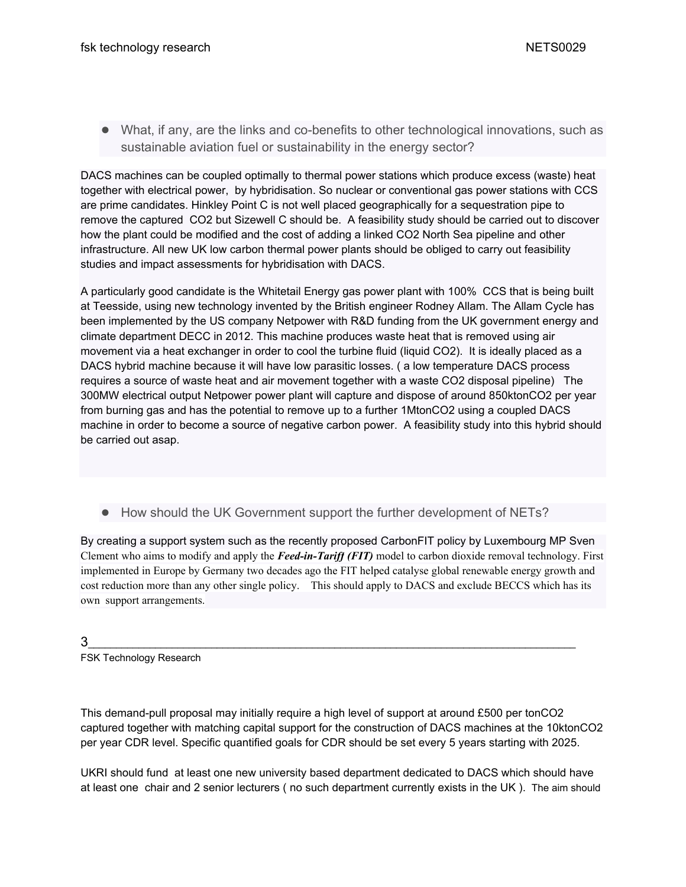- What, if any, are the links and co-benefits to other technological innovations, such as sustainable aviation fuel or sustainability in the energy sector?

DACS machines can be coupled optimally to thermal power stations which produce excess (waste) heat together with electrical power, by hybridisation. So nuclear or conventional gas power stations with CCS are prime candidates. Hinkley Point C is not well placed geographically for a sequestration pipe to remove the captured $CO_2$ but Sizewell C should be. A feasibility study should be carried out to discover how the plant could be modified and the cost of adding a linked $CO_2$ North Sea pipeline and other infrastructure. All new UK low carbon thermal power plants should be obliged to carry out feasibility studies and impact assessments for hybridisation with DACS.

A particularly good candidate is the Whitetail Energy gas power plant with 100% CCS that is being built at Teesside, using new technology invented by the British engineer Rodney Allam. The Allam Cycle has been implemented by the US company Netpower with R&D funding from the UK government energy and climate department DECC in 2012. This machine produces waste heat that is removed using air movement via a heat exchanger in order to cool the turbine fluid (liquid $CO_2$). It is ideally placed as a DACS hybrid machine because it will have low parasitic losses. ( a low temperature DACS process requires a source of waste heat and air movement together with a waste $CO_2$ disposal pipeline) The 300MW electrical output Netpower power plant will capture and dispose of around 850ktonCO2 per year from burning gas and has the potential to remove up to a further 1MtonCO2 using a coupled DACS machine in order to become a source of negative carbon power. A feasibility study into this hybrid should be carried out asap.

- How should the UK Government support the further development of NETs?

By creating a support system such as the recently proposed CarbonFIT policy by Luxembourg MP Sven Clement who aims to modify and apply the ***Feed-in-Tariff (FIT)*** model to carbon dioxide removal technology. First implemented in Europe by Germany two decades ago the FIT helped catalyse global renewable energy growth and cost reduction more than any other single policy. This should apply to DACS and exclude BECCS which has its own support arrangements.

This demand-pull proposal may initially require a high level of support at around £500 per tonCO2 captured together with matching capital support for the construction of DACS machines at the 10ktonCO2 per year CDR level. Specific quantified goals for CDR should be set every 5 years starting with 2025.

UKRI should fund at least one new university based department dedicated to DACS which should have at least one chair and 2 senior lecturers ( no such department currently exists in the UK ). The aim should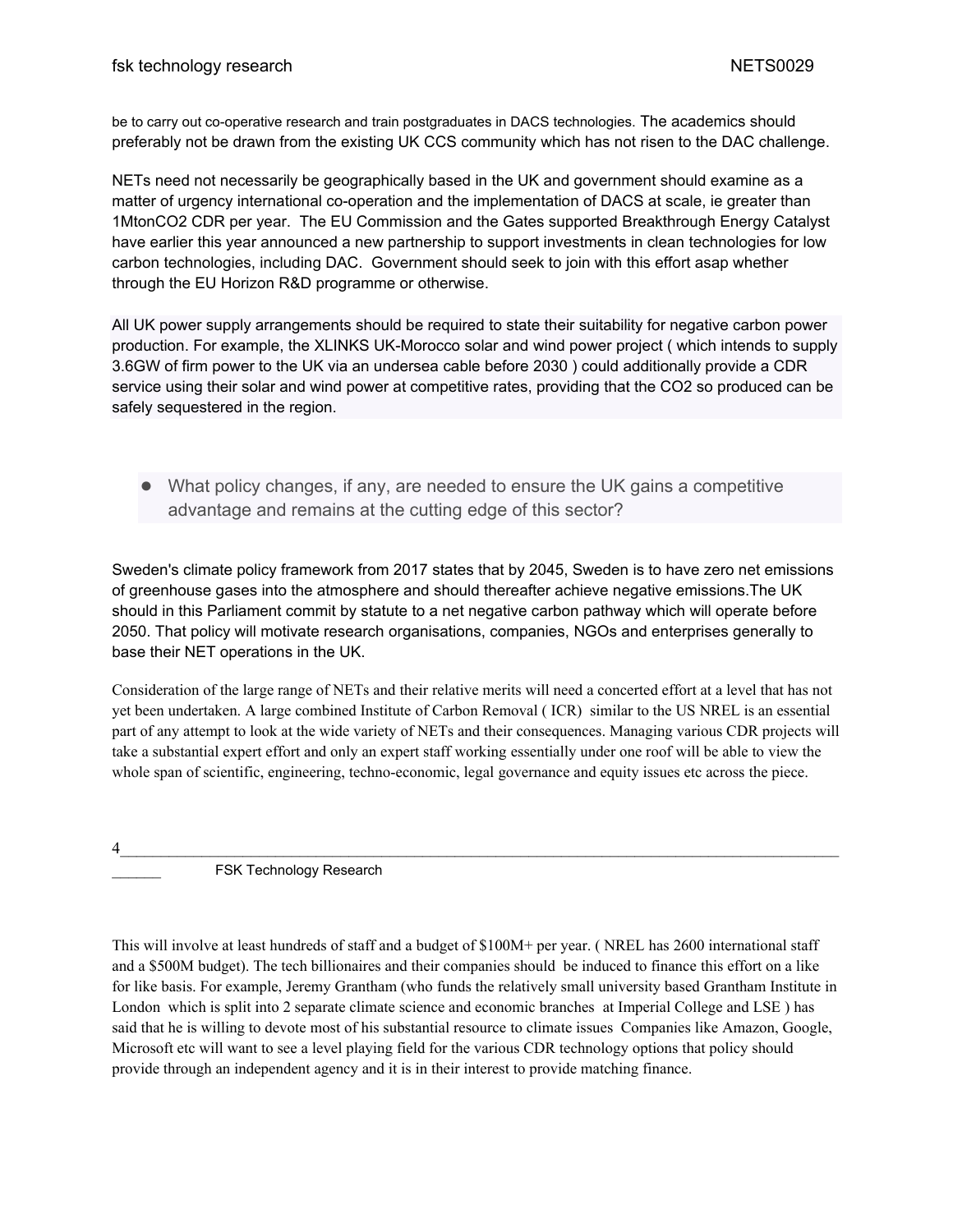be to carry out co-operative research and train postgraduates in DACS technologies. The academics should preferably not be drawn from the existing UK CCS community which has not risen to the DAC challenge.

NETs need not necessarily be geographically based in the UK and government should examine as a matter of urgency international co-operation and the implementation of DACS at scale, ie greater than 1MtonCO2 CDR per year. The EU Commission and the Gates supported Breakthrough Energy Catalyst have earlier this year announced a new partnership to support investments in clean technologies for low carbon technologies, including DAC. Government should seek to join with this effort asap whether through the EU Horizon R&D programme or otherwise.

All UK power supply arrangements should be required to state their suitability for negative carbon power production. For example, the XLINKS UK-Morocco solar and wind power project ( which intends to supply 3.6GW of firm power to the UK via an undersea cable before 2030 ) could additionally provide a CDR service using their solar and wind power at competitive rates, providing that the CO2 so produced can be safely sequestered in the region.

- What policy changes, if any, are needed to ensure the UK gains a competitive advantage and remains at the cutting edge of this sector?

Sweden's climate policy framework from 2017 states that by 2045, Sweden is to have zero net emissions of greenhouse gases into the atmosphere and should thereafter achieve negative emissions.The UK should in this Parliament commit by statute to a net negative carbon pathway which will operate before 2050. That policy will motivate research organisations, companies, NGOs and enterprises generally to base their NET operations in the UK.

Consideration of the large range of NETs and their relative merits will need a concerted effort at a level that has not yet been undertaken. A large combined Institute of Carbon Removal ( ICR) similar to the US NREL is an essential part of any attempt to look at the wide variety of NETs and their consequences. Managing various CDR projects will take a substantial expert effort and only an expert staff working essentially under one roof will be able to view the whole span of scientific, engineering, techno-economic, legal governance and equity issues etc across the piece.

This will involve at least hundreds of staff and a budget of $100M+ per year. ( NREL has 2600 international staff and a $500M budget). The tech billionaires and their companies should be induced to finance this effort on a like for like basis. For example, Jeremy Grantham (who funds the relatively small university based Grantham Institute in London which is split into 2 separate climate science and economic branches at Imperial College and LSE ) has said that he is willing to devote most of his substantial resource to climate issues Companies like Amazon, Google, Microsoft etc will want to see a level playing field for the various CDR technology options that policy should provide through an independent agency and it is in their interest to provide matching finance.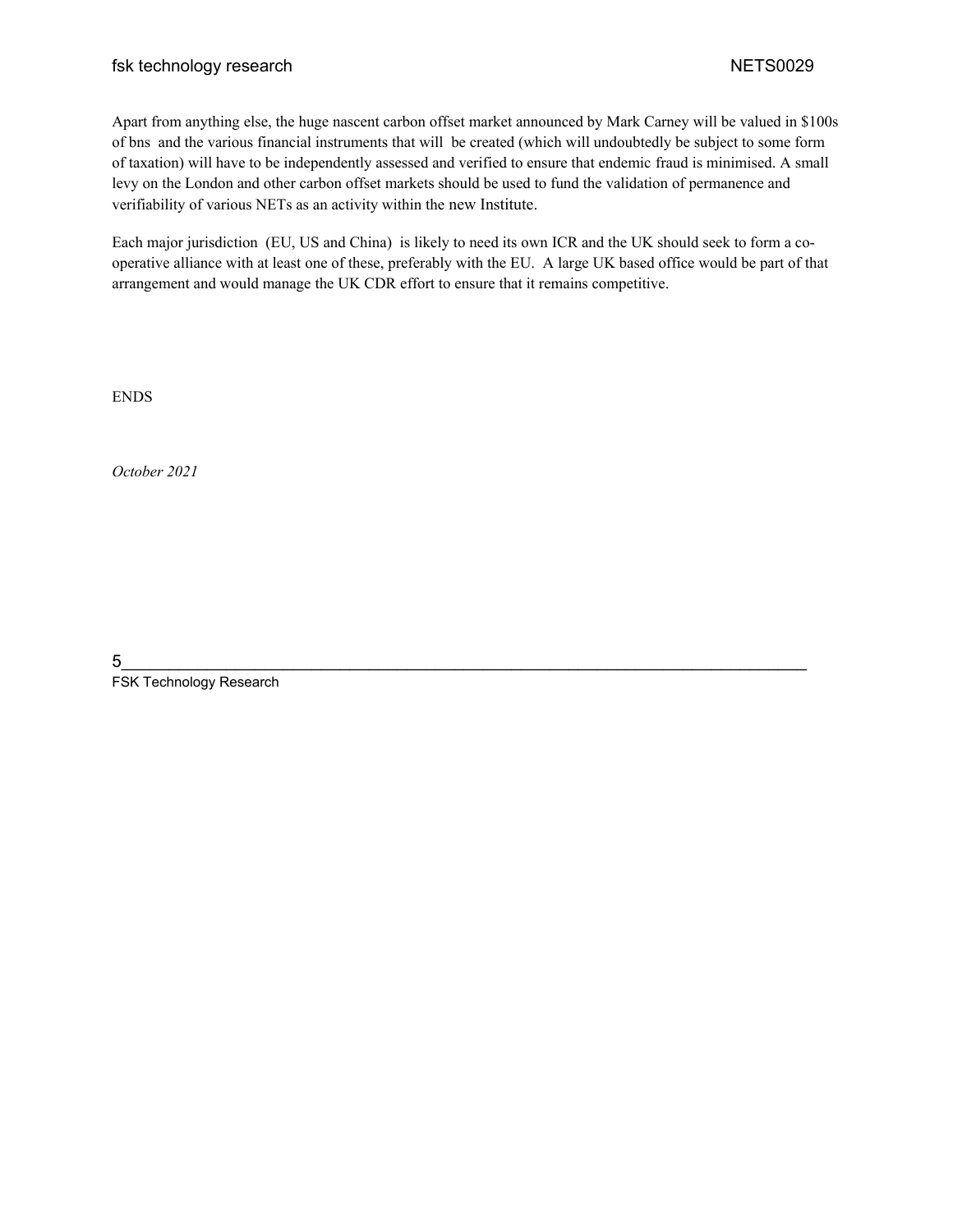Apart from anything else, the huge nascent carbon offset market announced by Mark Carney will be valued in $100s of bns and the various financial instruments that will be created (which will undoubtedly be subject to some form of taxation) will have to be independently assessed and verified to ensure that endemic fraud is minimised. A small levy on the London and other carbon offset markets should be used to fund the validation of permanence and verifiability of various NETs as an activity within the new Institute.

Each major jurisdiction (EU, US and China) is likely to need its own ICR and the UK should seek to form a co-operative alliance with at least one of these, preferably with the EU. A large UK based office would be part of that arrangement and would manage the UK CDR effort to ensure that it remains competitive.

ENDS

*October 2021*